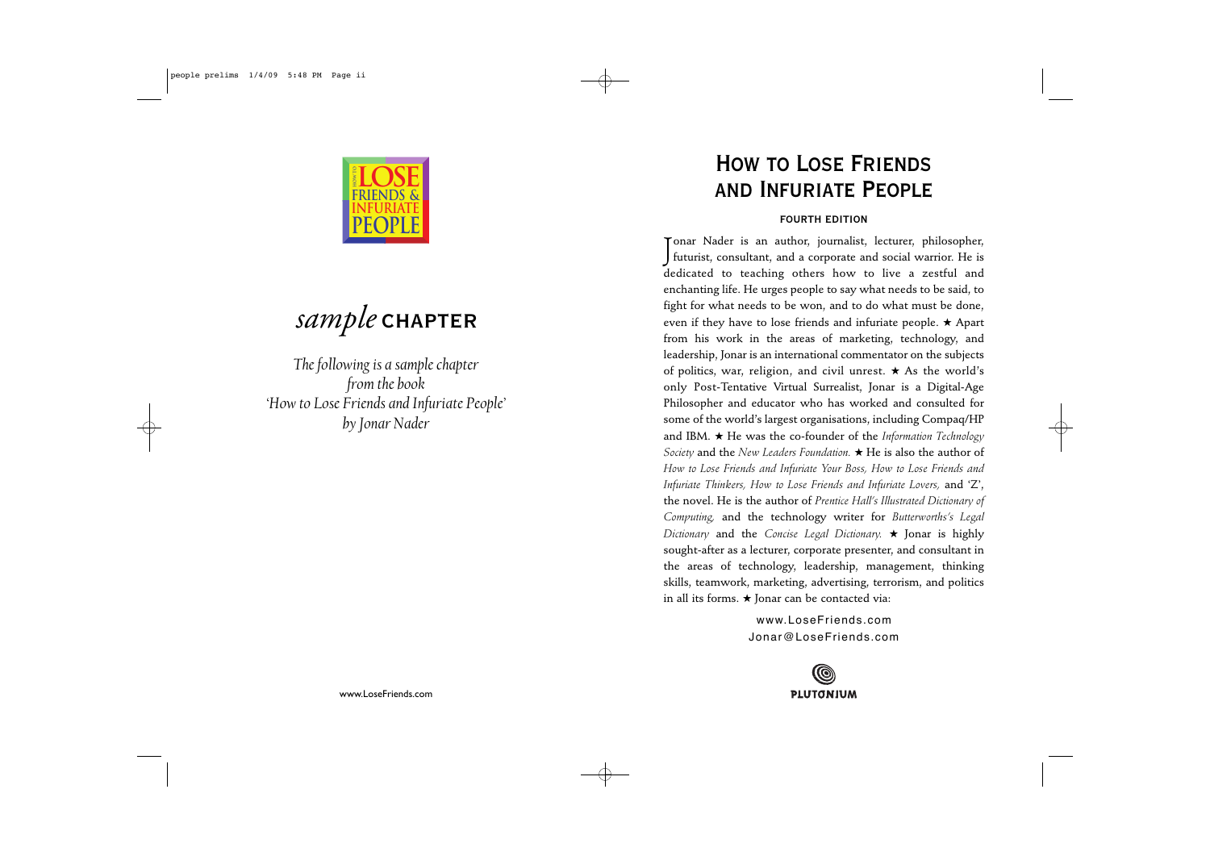HOW TO LOSE FRIENDS & INFURIATE PEOPLE

*sample* **CHAPTER**

*The following is a sample chapter from the book 'How to Lose Friends and Infuriate People' by Jonar Nader*

www.LoseFriends.com

# How to Lose Friends and Infuriate People

**FOURTH EDITION**

Jonar Nader is an author, journalist, lecturer, philosopher, futurist, consultant, and a corporate and social warrior. He is dedicated to teaching others how to live a zestful and enchanting life. He urges people to say what needs to be said, to fight for what needs to be won, and to do what must be done, even if they have to lose friends and infuriate people. ★ Apart from his work in the areas of marketing, technology, and leadership, Jonar is an international commentator on the subjects of politics, war, religion, and civil unrest. ★ As the world's only Post-Tentative Virtual Surrealist, Jonar is a Digital-Age Philosopher and educator who has worked and consulted for some of the world's largest organisations, including Compaq/HP and IBM. ★ He was the co-founder of the *Information Technology Society* and the *New Leaders Foundation.* ★ He is also the author of *How to Lose Friends and Infuriate Your Boss, How to Lose Friends and Infuriate Thinkers, How to Lose Friends and Infuriate Lovers,* and 'Z', the novel. He is the author of *Prentice Hall's Illustrated Dictionary of Computing,* and the technology writer for *Butterworths's Legal Dictionary* and the *Concise Legal Dictionary.* ★ Jonar is highly sought-after as a lecturer, corporate presenter, and consultant in the areas of technology, leadership, management, thinking skills, teamwork, marketing, advertising, terrorism, and politics in all its forms. ★ Jonar can be contacted via:

www.LoseFriends.com
Jonar@LoseFriends.com

PLUTONIUM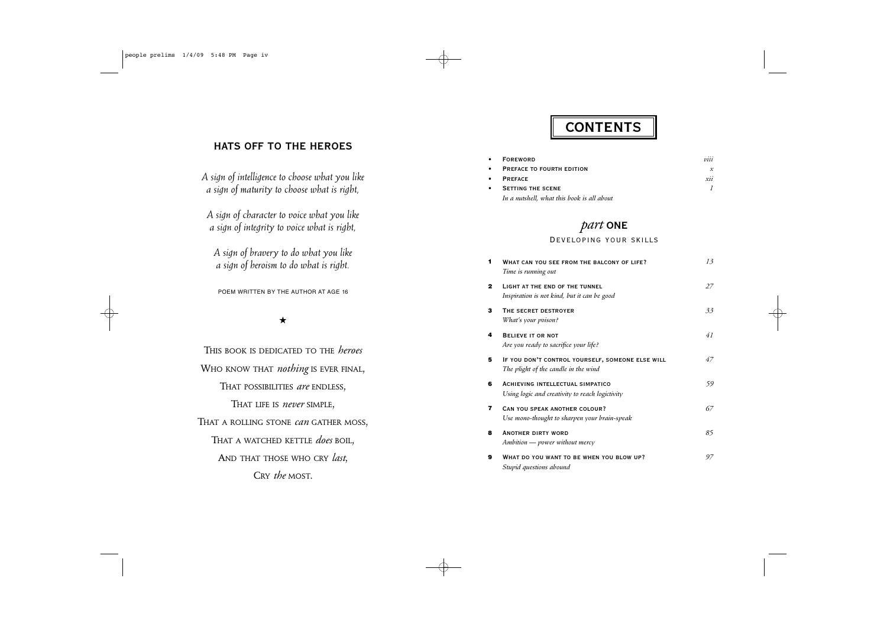## HATS OFF TO THE HEROES

*A sign of intelligence to choose what you like*
*a sign of maturity to choose what is right,*

*A sign of character to voice what you like*
*a sign of integrity to voice what is right,*

*A sign of bravery to do what you like*
*a sign of heroism to do what is right.*

POEM WRITTEN BY THE AUTHOR AT AGE 16

★

THIS BOOK IS DEDICATED TO THE *heroes*
WHO KNOW THAT *nothing* IS EVER FINAL,
THAT POSSIBILITIES *are* ENDLESS,
THAT LIFE IS *never* SIMPLE,
THAT A ROLLING STONE *can* GATHER MOSS,
THAT A WATCHED KETTLE *does* BOIL,
AND THAT THOSE WHO CRY *last*,
CRY *the* MOST.

# CONTENTS

- **FOREWORD** *viii*
- **PREFACE TO FOURTH EDITION** *x*
- **PREFACE** *xii*
- **SETTING THE SCENE** *1*
  *In a nutshell, what this book is all about*

## *part* ONE

### DEVELOPING YOUR SKILLS

1. **WHAT CAN YOU SEE FROM THE BALCONY OF LIFE?** *13*
   *Time is running out*
2. **LIGHT AT THE END OF THE TUNNEL** *27*
   *Inspiration is not kind, but it can be good*
3. **THE SECRET DESTROYER** *33*
   *What's your poison?*
4. **BELIEVE IT OR NOT** *41*
   *Are you ready to sacrifice your life?*
5. **IF YOU DON'T CONTROL YOURSELF, SOMEONE ELSE WILL** *47*
   *The plight of the candle in the wind*
6. **ACHIEVING INTELLECTUAL SIMPATICO** *59*
   *Using logic and creativity to reach logictivity*
7. **CAN YOU SPEAK ANOTHER COLOUR?** *67*
   *Use mono-thought to sharpen your brain-speak*
8. **ANOTHER DIRTY WORD** *85*
   *Ambition — power without mercy*
9. **WHAT DO YOU WANT TO BE WHEN YOU BLOW UP?** *97*
   *Stupid questions abound*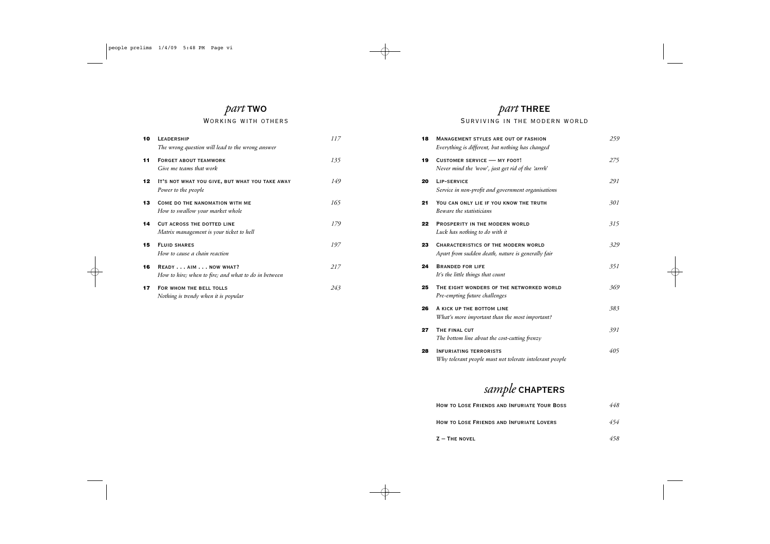## *part* TWO

### Working with others

| | | |
|---|---|---|
| **10** | **Leadership**<br>*The wrong question will lead to the wrong answer* | *117* |
| **11** | **Forget about teamwork**<br>*Give me teams that work* | *135* |
| **12** | **It's not what you give, but what you take away**<br>*Power to the people* | *149* |
| **13** | **Come do the nanomation with me**<br>*How to swallow your market whole* | *165* |
| **14** | **Cut across the dotted line**<br>*Matrix management is your ticket to hell* | *179* |
| **15** | **Fluid shares**<br>*How to cause a chain reaction* | *197* |
| **16** | **Ready . . . aim . . . now what?**<br>*How to hire; when to fire; and what to do in between* | *217* |
| **17** | **For whom the bell tolls**<br>*Nothing is trendy when it is popular* | *243* |

## *part* THREE

### Surviving in the modern world

| | | |
|---|---|---|
| **18** | **Management styles are out of fashion**<br>*Everything is different, but nothing has changed* | *259* |
| **19** | **Customer service — my foot!**<br>*Never mind the 'wow', just get rid of the 'arrrh'* | *275* |
| **20** | **Lip-service**<br>*Service in non-profit and government organisations* | *291* |
| **21** | **You can only lie if you know the truth**<br>*Beware the statisticians* | *301* |
| **22** | **Prosperity in the modern world**<br>*Luck has nothing to do with it* | *315* |
| **23** | **Characteristics of the modern world**<br>*Apart from sudden death, nature is generally fair* | *329* |
| **24** | **Branded for life**<br>*It's the little things that count* | *351* |
| **25** | **The eight wonders of the networked world**<br>*Pre-empting future challenges* | *369* |
| **26** | **A kick up the bottom line**<br>*What's more important than the most important?* | *383* |
| **27** | **The final cut**<br>*The bottom line about the cost-cutting frenzy* | *391* |
| **28** | **Infuriating terrorists**<br>*Why tolerant people must not tolerate intolerant people* | *405* |

## *sample* CHAPTERS

| | |
|---|---|
| **How to Lose Friends and Infuriate Your Boss** | *448* |
| **How to Lose Friends and Infuriate Lovers** | *454* |
| **Z – The novel** | *458* |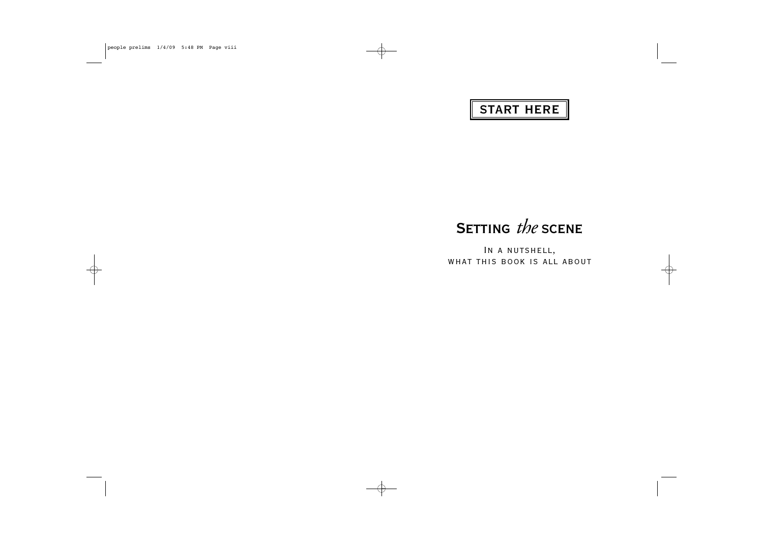**START HERE**

# Setting *the* scene

In a nutshell, what this book is all about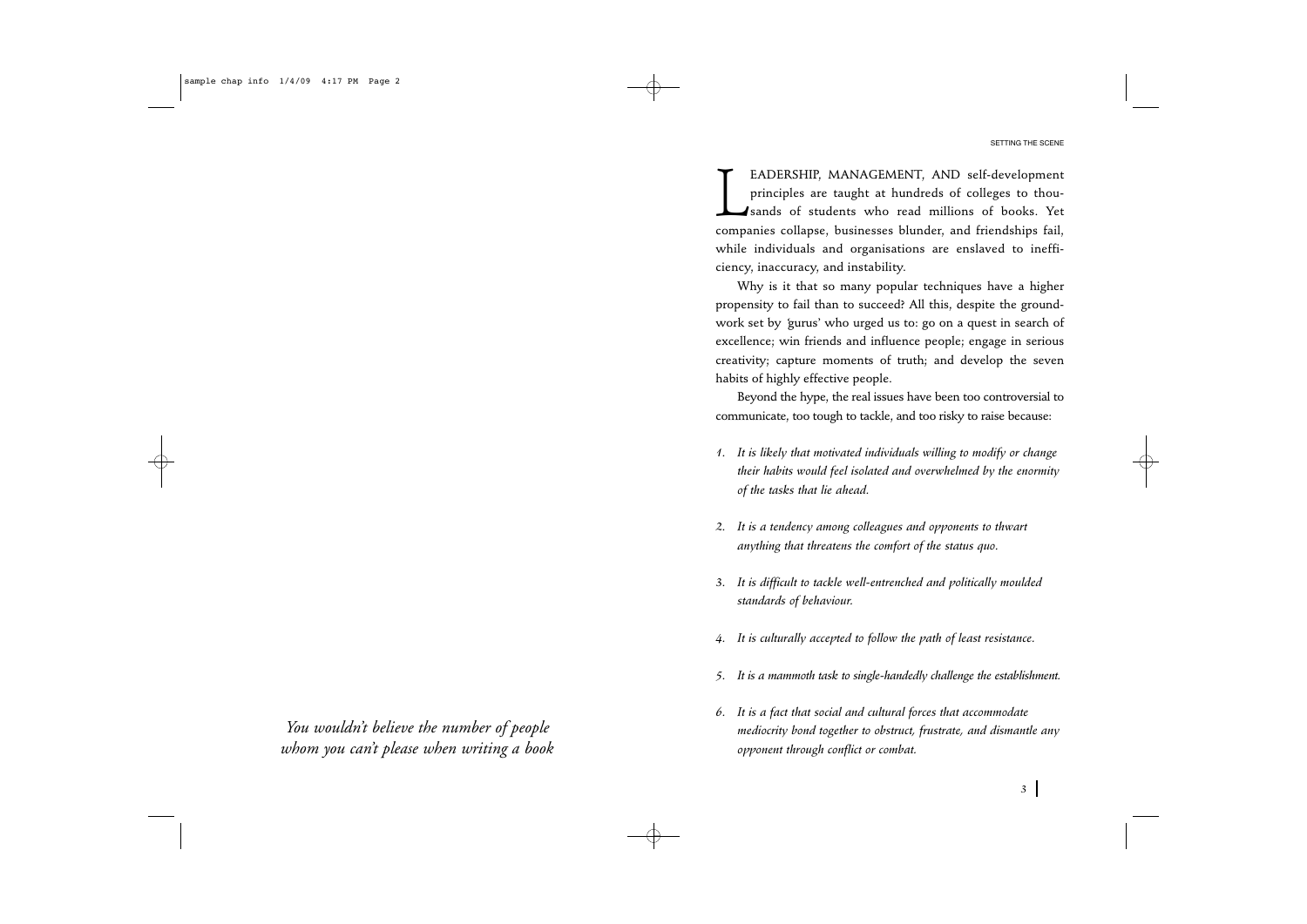*You wouldn't believe the number of people whom you can't please when writing a book*

LEADERSHIP, MANAGEMENT, AND self-development principles are taught at hundreds of colleges to thousands of students who read millions of books. Yet companies collapse, businesses blunder, and friendships fail, while individuals and organisations are enslaved to inefficiency, inaccuracy, and instability.

Why is it that so many popular techniques have a higher propensity to fail than to succeed? All this, despite the groundwork set by 'gurus' who urged us to: go on a quest in search of excellence; win friends and influence people; engage in serious creativity; capture moments of truth; and develop the seven habits of highly effective people.

Beyond the hype, the real issues have been too controversial to communicate, too tough to tackle, and too risky to raise because:

1. *It is likely that motivated individuals willing to modify or change their habits would feel isolated and overwhelmed by the enormity of the tasks that lie ahead.*

2. *It is a tendency among colleagues and opponents to thwart anything that threatens the comfort of the status quo.*

3. *It is difficult to tackle well-entrenched and politically moulded standards of behaviour.*

4. *It is culturally accepted to follow the path of least resistance.*

5. *It is a mammoth task to single-handedly challenge the establishment.*

6. *It is a fact that social and cultural forces that accommodate mediocrity bond together to obstruct, frustrate, and dismantle any opponent through conflict or combat.*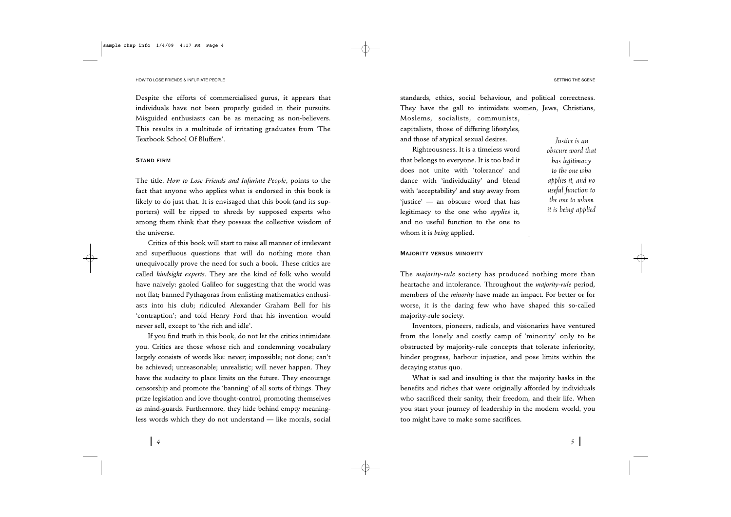Despite the efforts of commercialised gurus, it appears that individuals have not been properly guided in their pursuits. Misguided enthusiasts can be as menacing as non-believers. This results in a multitude of irritating graduates from 'The Textbook School Of Bluffers'.

## Stand firm

The title, *How to Lose Friends and Infuriate People*, points to the fact that anyone who applies what is endorsed in this book is likely to do just that. It is envisaged that this book (and its supporters) will be ripped to shreds by supposed experts who among them think that they possess the collective wisdom of the universe.

Critics of this book will start to raise all manner of irrelevant and superfluous questions that will do nothing more than unequivocally prove the need for such a book. These critics are called *hindsight experts*. They are the kind of folk who would have naively: gaoled Galileo for suggesting that the world was not flat; banned Pythagoras from enlisting mathematics enthusiasts into his club; ridiculed Alexander Graham Bell for his 'contraption'; and told Henry Ford that his invention would never sell, except to 'the rich and idle'.

If you find truth in this book, do not let the critics intimidate you. Critics are those whose rich and condemning vocabulary largely consists of words like: never; impossible; not done; can't be achieved; unreasonable; unrealistic; will never happen. They have the audacity to place limits on the future. They encourage censorship and promote the 'banning' of all sorts of things. They prize legislation and love thought-control, promoting themselves as mind-guards. Furthermore, they hide behind empty meaningless words which they do not understand — like morals, social standards, ethics, social behaviour, and political correctness. They have the gall to intimidate women, Jews, Christians, Moslems, socialists, communists, capitalists, those of differing lifestyles, and those of atypical sexual desires.

Righteousness. It is a timeless word that belongs to everyone. It is too bad it does not unite with 'tolerance' and dance with 'individuality' and blend with 'acceptability' and stay away from 'justice' — an obscure word that has legitimacy to the one who *applies* it, and no useful function to the one to whom it is *being* applied.

*Justice is an obscure word that has legitimacy to the one who applies it, and no useful function to the one to whom it is being applied*

## Majority versus minority

The *majority-rule* society has produced nothing more than heartache and intolerance. Throughout the *majority-rule* period, members of the *minority* have made an impact. For better or for worse, it is the daring few who have shaped this so-called majority-rule society.

Inventors, pioneers, radicals, and visionaries have ventured from the lonely and costly camp of 'minority' only to be obstructed by majority-rule concepts that tolerate inferiority, hinder progress, harbour injustice, and pose limits within the decaying status quo.

What is sad and insulting is that the majority basks in the benefits and riches that were originally afforded by individuals who sacrificed their sanity, their freedom, and their life. When you start your journey of leadership in the modern world, you too might have to make some sacrifices.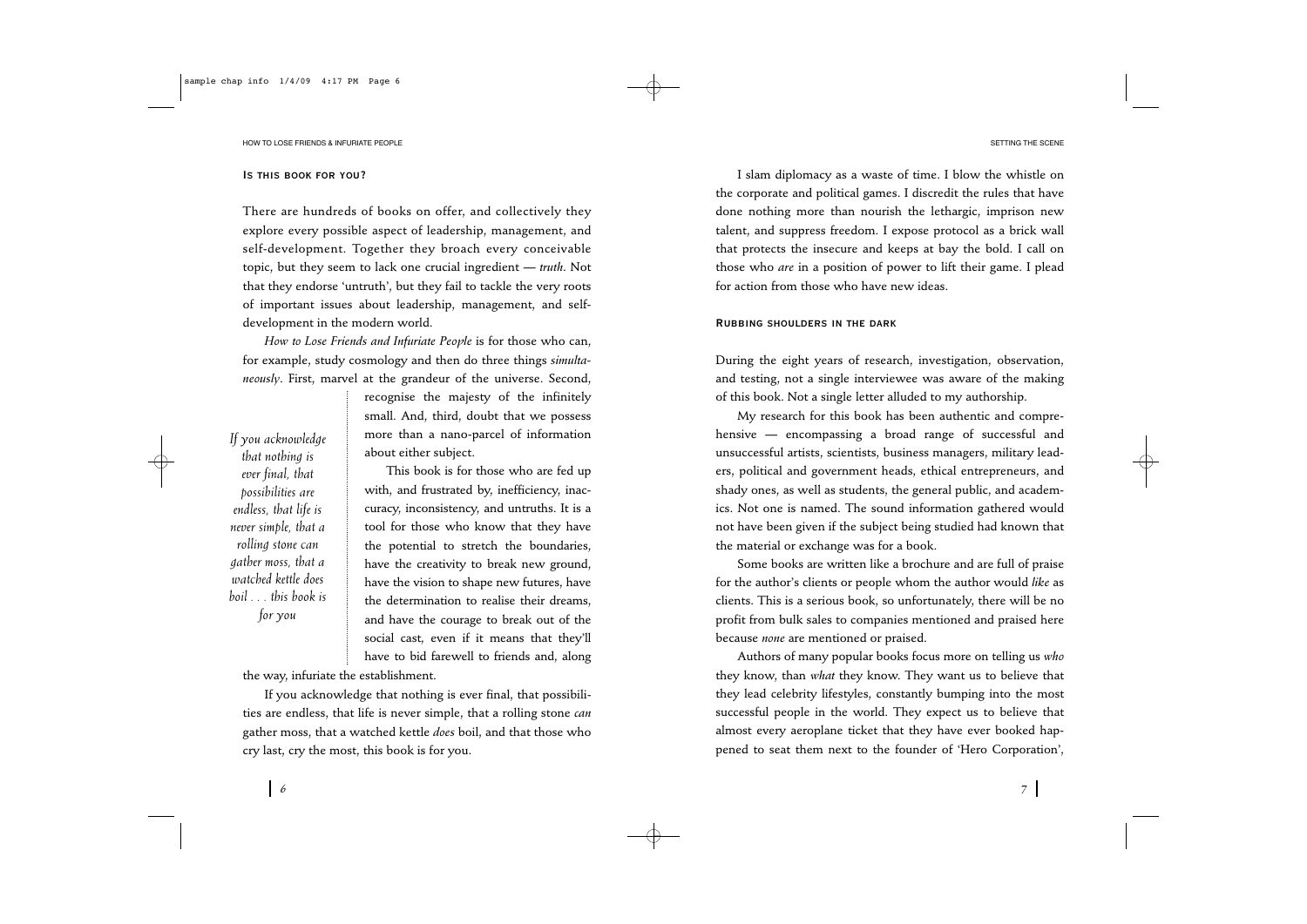## Is this book for you?

There are hundreds of books on offer, and collectively they explore every possible aspect of leadership, management, and self-development. Together they broach every conceivable topic, but they seem to lack one crucial ingredient — *truth*. Not that they endorse 'untruth', but they fail to tackle the very roots of important issues about leadership, management, and self-development in the modern world.

*How to Lose Friends and Infuriate People* is for those who can, for example, study cosmology and then do three things *simultaneously*. First, marvel at the grandeur of the universe. Second, recognise the majesty of the infinitely small. And, third, doubt that we possess more than a nano-parcel of information about either subject.

*If you acknowledge that nothing is ever final, that possibilities are endless, that life is never simple, that a rolling stone can gather moss, that a watched kettle does boil . . . this book is for you*

This book is for those who are fed up with, and frustrated by, inefficiency, inaccuracy, inconsistency, and untruths. It is a tool for those who know that they have the potential to stretch the boundaries, have the creativity to break new ground, have the vision to shape new futures, have the determination to realise their dreams, and have the courage to break out of the social cast, even if it means that they'll have to bid farewell to friends and, along the way, infuriate the establishment.

If you acknowledge that nothing is ever final, that possibilities are endless, that life is never simple, that a rolling stone *can* gather moss, that a watched kettle *does* boil, and that those who cry last, cry the most, this book is for you.

I slam diplomacy as a waste of time. I blow the whistle on the corporate and political games. I discredit the rules that have done nothing more than nourish the lethargic, imprison new talent, and suppress freedom. I expose protocol as a brick wall that protects the insecure and keeps at bay the bold. I call on those who *are* in a position of power to lift their game. I plead for action from those who have new ideas.

## Rubbing shoulders in the dark

During the eight years of research, investigation, observation, and testing, not a single interviewee was aware of the making of this book. Not a single letter alluded to my authorship.

My research for this book has been authentic and comprehensive — encompassing a broad range of successful and unsuccessful artists, scientists, business managers, military leaders, political and government heads, ethical entrepreneurs, and shady ones, as well as students, the general public, and academics. Not one is named. The sound information gathered would not have been given if the subject being studied had known that the material or exchange was for a book.

Some books are written like a brochure and are full of praise for the author's clients or people whom the author would *like* as clients. This is a serious book, so unfortunately, there will be no profit from bulk sales to companies mentioned and praised here because *none* are mentioned or praised.

Authors of many popular books focus more on telling us *who* they know, than *what* they know. They want us to believe that they lead celebrity lifestyles, constantly bumping into the most successful people in the world. They expect us to believe that almost every aeroplane ticket that they have ever booked happened to seat them next to the founder of 'Hero Corporation',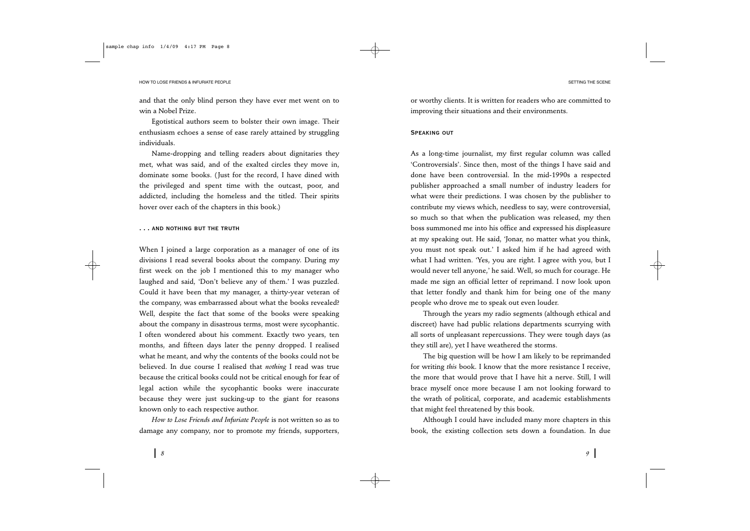and that the only blind person they have ever met went on to win a Nobel Prize.

Egotistical authors seem to bolster their own image. Their enthusiasm echoes a sense of ease rarely attained by struggling individuals.

Name-dropping and telling readers about dignitaries they met, what was said, and of the exalted circles they move in, dominate some books. (Just for the record, I have dined with the privileged and spent time with the outcast, poor, and addicted, including the homeless and the titled. Their spirits hover over each of the chapters in this book.)

### . . . AND NOTHING BUT THE TRUTH

When I joined a large corporation as a manager of one of its divisions I read several books about the company. During my first week on the job I mentioned this to my manager who laughed and said, 'Don't believe any of them.' I was puzzled. Could it have been that my manager, a thirty-year veteran of the company, was embarrassed about what the books revealed? Well, despite the fact that some of the books were speaking about the company in disastrous terms, most were sycophantic. I often wondered about his comment. Exactly two years, ten months, and fifteen days later the penny dropped. I realised what he meant, and why the contents of the books could not be believed. In due course I realised that *nothing* I read was true because the critical books could not be critical enough for fear of legal action while the sycophantic books were inaccurate because they were just sucking-up to the giant for reasons known only to each respective author.

*How to Lose Friends and Infuriate People* is not written so as to damage any company, nor to promote my friends, supporters, or worthy clients. It is written for readers who are committed to improving their situations and their environments.

### SPEAKING OUT

As a long-time journalist, my first regular column was called 'Controversials'. Since then, most of the things I have said and done have been controversial. In the mid-1990s a respected publisher approached a small number of industry leaders for what were their predictions. I was chosen by the publisher to contribute my views which, needless to say, were controversial, so much so that when the publication was released, my then boss summoned me into his office and expressed his displeasure at my speaking out. He said, 'Jonar, no matter what you think, you must not speak out.' I asked him if he had agreed with what I had written. 'Yes, you are right. I agree with you, but I would never tell anyone,' he said. Well, so much for courage. He made me sign an official letter of reprimand. I now look upon that letter fondly and thank him for being one of the many people who drove me to speak out even louder.

Through the years my radio segments (although ethical and discreet) have had public relations departments scurrying with all sorts of unpleasant repercussions. They were tough days (as they still are), yet I have weathered the storms.

The big question will be how I am likely to be reprimanded for writing *this* book. I know that the more resistance I receive, the more that would prove that I have hit a nerve. Still, I will brace myself once more because I am not looking forward to the wrath of political, corporate, and academic establishments that might feel threatened by this book.

Although I could have included many more chapters in this book, the existing collection sets down a foundation. In due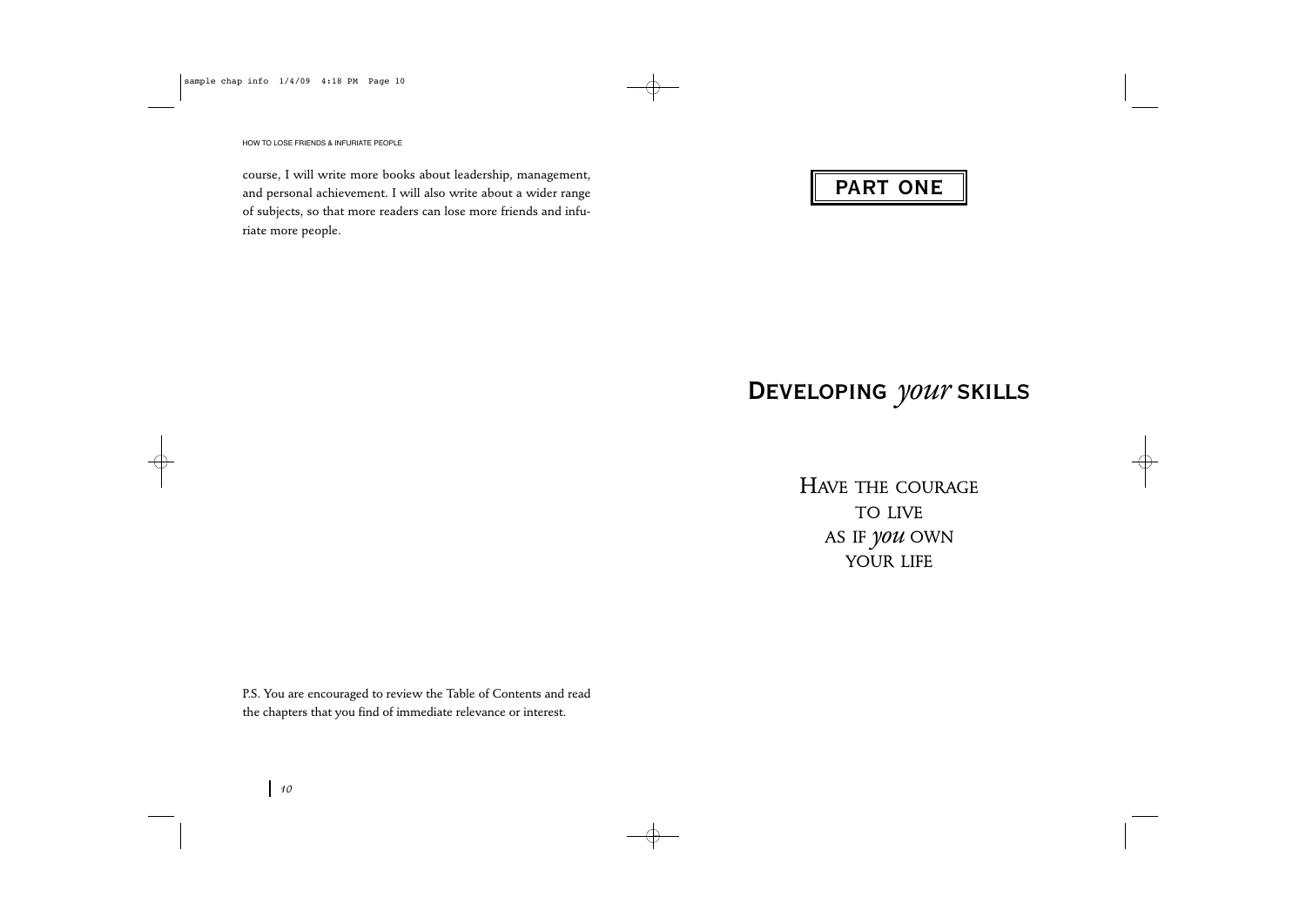course, I will write more books about leadership, management, and personal achievement. I will also write about a wider range of subjects, so that more readers can lose more friends and infuriate more people.

P.S. You are encouraged to review the Table of Contents and read the chapters that you find of immediate relevance or interest.

# PART ONE

## DEVELOPING *your* SKILLS

HAVE THE COURAGE
TO LIVE
AS IF *you* OWN
YOUR LIFE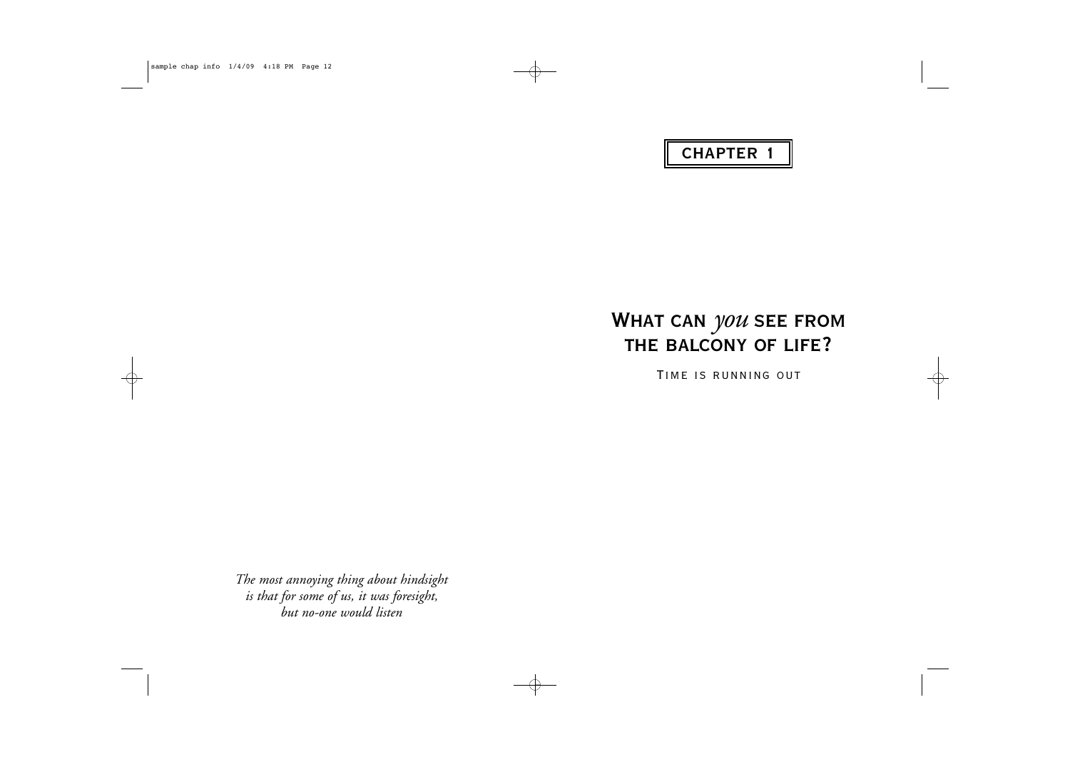# CHAPTER 1

## WHAT CAN *you* SEE FROM THE BALCONY OF LIFE?

TIME IS RUNNING OUT

*The most annoying thing about hindsight is that for some of us, it was foresight, but no-one would listen*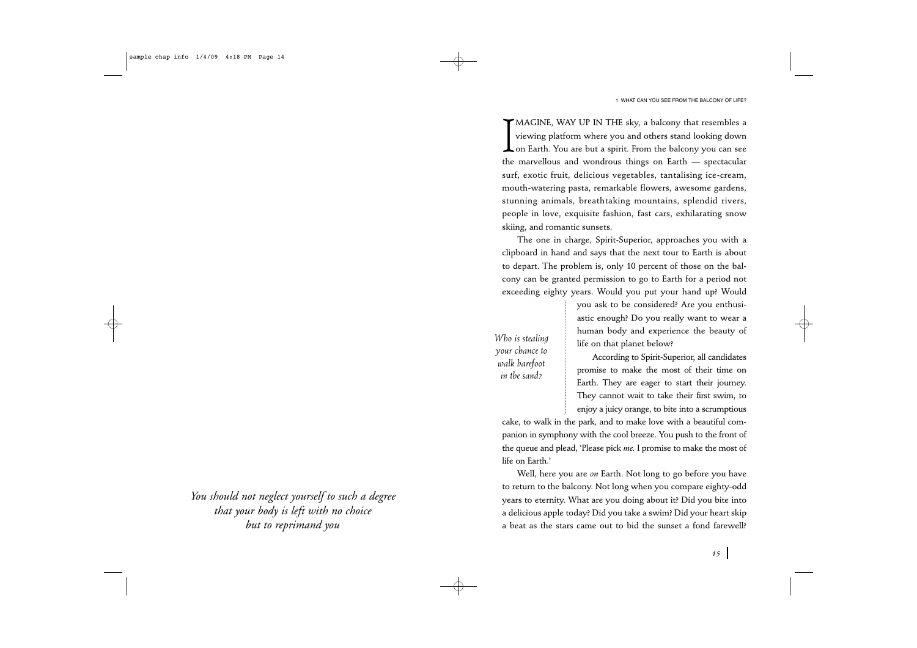*You should not neglect yourself to such a degree that your body is left with no choice but to reprimand you*

IMAGINE, WAY UP IN THE sky, a balcony that resembles a viewing platform where you and others stand looking down on Earth. You are but a spirit. From the balcony you can see the marvellous and wondrous things on Earth — spectacular surf, exotic fruit, delicious vegetables, tantalising ice-cream, mouth-watering pasta, remarkable flowers, awesome gardens, stunning animals, breathtaking mountains, splendid rivers, people in love, exquisite fashion, fast cars, exhilarating snow skiing, and romantic sunsets.

The one in charge, Spirit-Superior, approaches you with a clipboard in hand and says that the next tour to Earth is about to depart. The problem is, only 10 percent of those on the balcony can be granted permission to go to Earth for a period not exceeding eighty years. Would you put your hand up? Would you ask to be considered? Are you enthusiastic enough? Do you really want to wear a human body and experience the beauty of life on that planet below?

*Who is stealing your chance to walk barefoot in the sand?*

According to Spirit-Superior, all candidates promise to make the most of their time on Earth. They are eager to start their journey. They cannot wait to take their first swim, to enjoy a juicy orange, to bite into a scrumptious cake, to walk in the park, and to make love with a beautiful companion in symphony with the cool breeze. You push to the front of the queue and plead, 'Please pick *me.* I promise to make the most of life on Earth.'

Well, here you are *on* Earth. Not long to go before you have to return to the balcony. Not long when you compare eighty-odd years to eternity. What are you doing about it? Did you bite into a delicious apple today? Did you take a swim? Did your heart skip a beat as the stars came out to bid the sunset a fond farewell?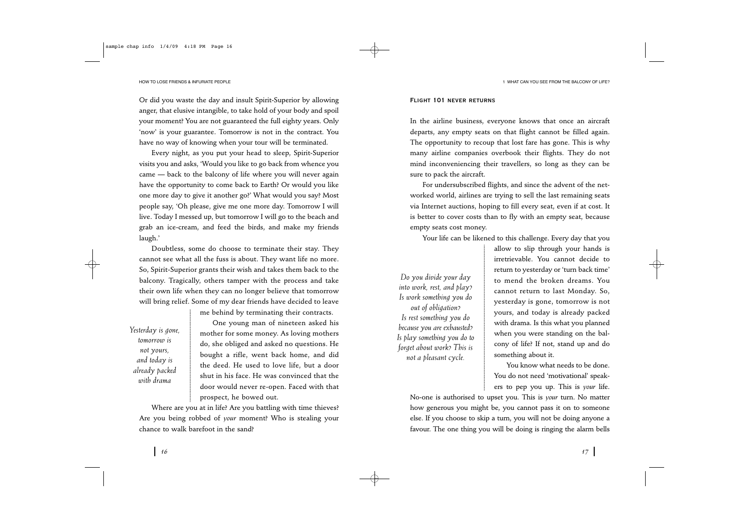Or did you waste the day and insult Spirit-Superior by allowing anger, that elusive intangible, to take hold of your body and spoil your moment? You are not guaranteed the full eighty years. Only 'now' is your guarantee. Tomorrow is not in the contract. You have no way of knowing when your tour will be terminated.

Every night, as you put your head to sleep, Spirit-Superior visits you and asks, 'Would you like to go back from whence you came — back to the balcony of life where you will never again have the opportunity to come back to Earth? Or would you like one more day to give it another go?' What would you say? Most people say, 'Oh please, give me one more day. Tomorrow I will live. Today I messed up, but tomorrow I will go to the beach and grab an ice-cream, and feed the birds, and make my friends laugh.'

Doubtless, some do choose to terminate their stay. They cannot see what all the fuss is about. They want life no more. So, Spirit-Superior grants their wish and takes them back to the balcony. Tragically, others tamper with the process and take their own life when they can no longer believe that tomorrow will bring relief. Some of my dear friends have decided to leave me behind by terminating their contracts.

*Yesterday is gone, tomorrow is not yours, and today is already packed with drama*

One young man of nineteen asked his mother for some money. As loving mothers do, she obliged and asked no questions. He bought a rifle, went back home, and did the deed. He used to love life, but a door shut in his face. He was convinced that the door would never re-open. Faced with that prospect, he bowed out.

Where are you at in life? Are you battling with time thieves? Are you being robbed of *your* moment? Who is stealing your chance to walk barefoot in the sand?

### Flight 101 never returns

In the airline business, everyone knows that once an aircraft departs, any empty seats on that flight cannot be filled again. The opportunity to recoup that lost fare has gone. This is why many airline companies overbook their flights. They do not mind inconveniencing their travellers, so long as they can be sure to pack the aircraft.

For undersubscribed flights, and since the advent of the networked world, airlines are trying to sell the last remaining seats via Internet auctions, hoping to fill every seat, even if at cost. It is better to cover costs than to fly with an empty seat, because empty seats cost money.

Your life can be likened to this challenge. Every day that you allow to slip through your hands is irretrievable. You cannot decide to return to yesterday or 'turn back time' to mend the broken dreams. You cannot return to last Monday. So, yesterday is gone, tomorrow is not yours, and today is already packed with drama. Is this what you planned when you were standing on the balcony of life? If not, stand up and do something about it.

*Do you divide your day into work, rest, and play? Is work something you do out of obligation? Is rest something you do because you are exhausted? Is play something you do to forget about work? This is not a pleasant cycle.*

You know what needs to be done. You do not need 'motivational' speakers to pep you up. This is *your* life. No-one is authorised to upset you. This is *your* turn. No matter how generous you might be, you cannot pass it on to someone else. If you choose to skip a turn, you will not be doing anyone a favour. The one thing you will be doing is ringing the alarm bells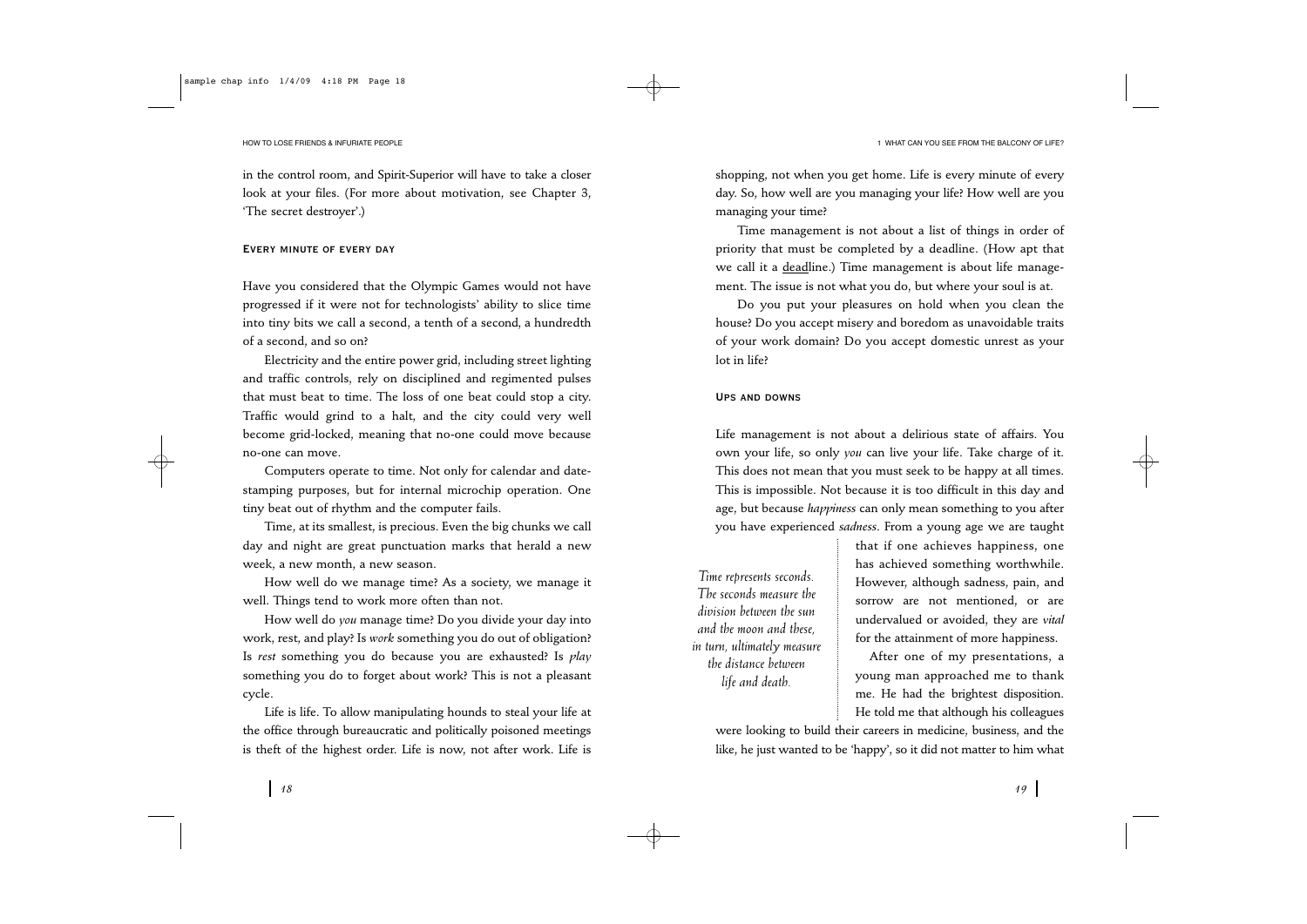in the control room, and Spirit-Superior will have to take a closer look at your files. (For more about motivation, see Chapter 3, 'The secret destroyer'.)

## Every minute of every day

Have you considered that the Olympic Games would not have progressed if it were not for technologists' ability to slice time into tiny bits we call a second, a tenth of a second, a hundredth of a second, and so on?

Electricity and the entire power grid, including street lighting and traffic controls, rely on disciplined and regimented pulses that must beat to time. The loss of one beat could stop a city. Traffic would grind to a halt, and the city could very well become grid-locked, meaning that no-one could move because no-one can move.

Computers operate to time. Not only for calendar and date-stamping purposes, but for internal microchip operation. One tiny beat out of rhythm and the computer fails.

Time, at its smallest, is precious. Even the big chunks we call day and night are great punctuation marks that herald a new week, a new month, a new season.

How well do we manage time? As a society, we manage it well. Things tend to work more often than not.

How well do *you* manage time? Do you divide your day into work, rest, and play? Is *work* something you do out of obligation? Is *rest* something you do because you are exhausted? Is *play* something you do to forget about work? This is not a pleasant cycle.

Life is life. To allow manipulating hounds to steal your life at the office through bureaucratic and politically poisoned meetings is theft of the highest order. Life is now, not after work. Life is shopping, not when you get home. Life is every minute of every day. So, how well are you managing your life? How well are you managing your time?

Time management is not about a list of things in order of priority that must be completed by a deadline. (How apt that we call it a <u>dead</u>line.) Time management is about life management. The issue is not what you do, but where your soul is at.

Do you put your pleasures on hold when you clean the house? Do you accept misery and boredom as unavoidable traits of your work domain? Do you accept domestic unrest as your lot in life?

## Ups and downs

Life management is not about a delirious state of affairs. You own your life, so only *you* can live your life. Take charge of it. This does not mean that you must seek to be happy at all times. This is impossible. Not because it is too difficult in this day and age, but because *happiness* can only mean something to you after you have experienced *sadness*. From a young age we are taught that if one achieves happiness, one has achieved something worthwhile. However, although sadness, pain, and sorrow are not mentioned, or are undervalued or avoided, they are *vital* for the attainment of more happiness.

*Time represents seconds. The seconds measure the division between the sun and the moon and these, in turn, ultimately measure the distance between life and death.*

After one of my presentations, a young man approached me to thank me. He had the brightest disposition. He told me that although his colleagues were looking to build their careers in medicine, business, and the like, he just wanted to be 'happy', so it did not matter to him what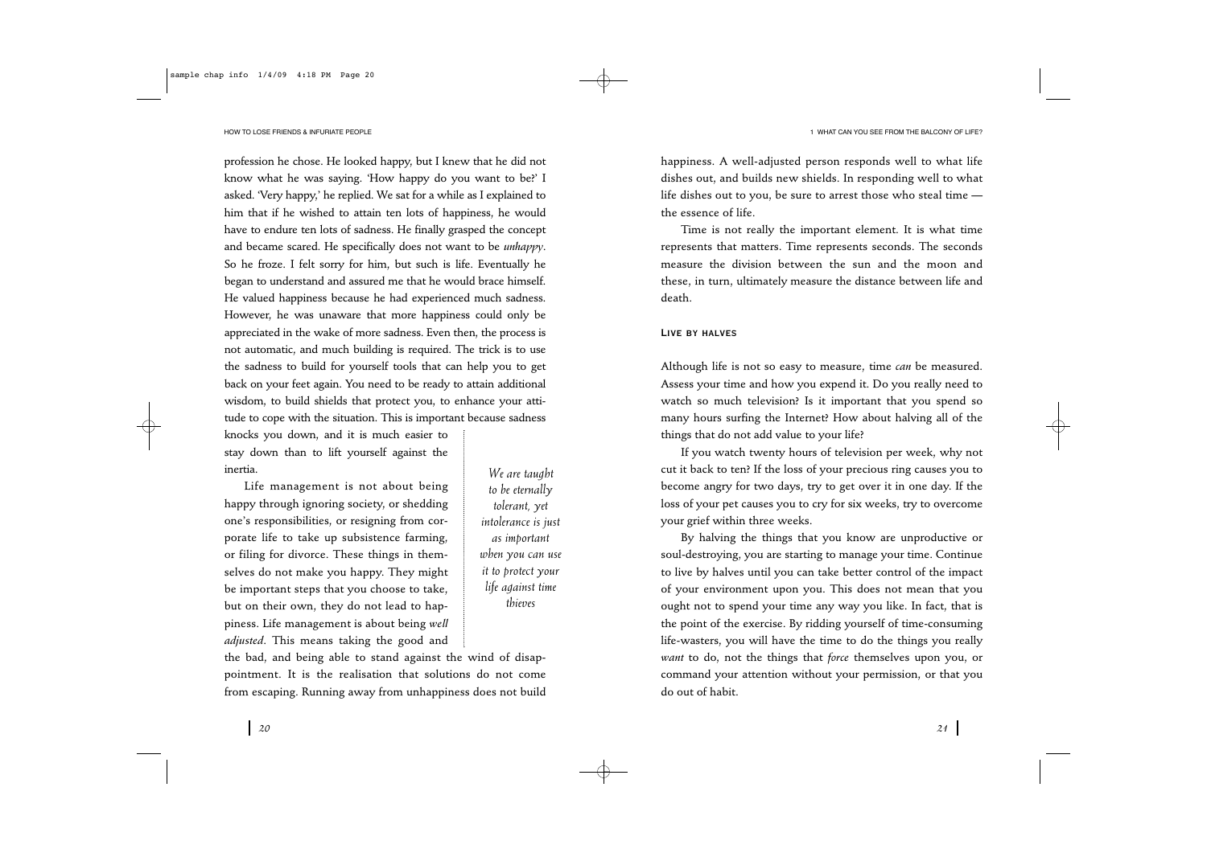profession he chose. He looked happy, but I knew that he did not know what he was saying. 'How happy do you want to be?' I asked. 'Very happy,' he replied. We sat for a while as I explained to him that if he wished to attain ten lots of happiness, he would have to endure ten lots of sadness. He finally grasped the concept and became scared. He specifically does not want to be *unhappy*. So he froze. I felt sorry for him, but such is life. Eventually he began to understand and assured me that he would brace himself. He valued happiness because he had experienced much sadness. However, he was unaware that more happiness could only be appreciated in the wake of more sadness. Even then, the process is not automatic, and much building is required. The trick is to use the sadness to build for yourself tools that can help you to get back on your feet again. You need to be ready to attain additional wisdom, to build shields that protect you, to enhance your attitude to cope with the situation. This is important because sadness knocks you down, and it is much easier to stay down than to lift yourself against the inertia.

> *We are taught to be eternally tolerant, yet intolerance is just as important when you can use it to protect your life against time thieves*

Life management is not about being happy through ignoring society, or shedding one's responsibilities, or resigning from corporate life to take up subsistence farming, or filing for divorce. These things in themselves do not make you happy. They might be important steps that you choose to take, but on their own, they do not lead to happiness. Life management is about being *well adjusted*. This means taking the good and the bad, and being able to stand against the wind of disappointment. It is the realisation that solutions do not come from escaping. Running away from unhappiness does not build happiness. A well-adjusted person responds well to what life dishes out, and builds new shields. In responding well to what life dishes out to you, be sure to arrest those who steal time — the essence of life.

Time is not really the important element. It is what time represents that matters. Time represents seconds. The seconds measure the division between the sun and the moon and these, in turn, ultimately measure the distance between life and death.

### Live by halves

Although life is not so easy to measure, time *can* be measured. Assess your time and how you expend it. Do you really need to watch so much television? Is it important that you spend so many hours surfing the Internet? How about halving all of the things that do not add value to your life?

If you watch twenty hours of television per week, why not cut it back to ten? If the loss of your precious ring causes you to become angry for two days, try to get over it in one day. If the loss of your pet causes you to cry for six weeks, try to overcome your grief within three weeks.

By halving the things that you know are unproductive or soul-destroying, you are starting to manage your time. Continue to live by halves until you can take better control of the impact of your environment upon you. This does not mean that you ought not to spend your time any way you like. In fact, that is the point of the exercise. By ridding yourself of time-consuming life-wasters, you will have the time to do the things you really *want* to do, not the things that *force* themselves upon you, or command your attention without your permission, or that you do out of habit.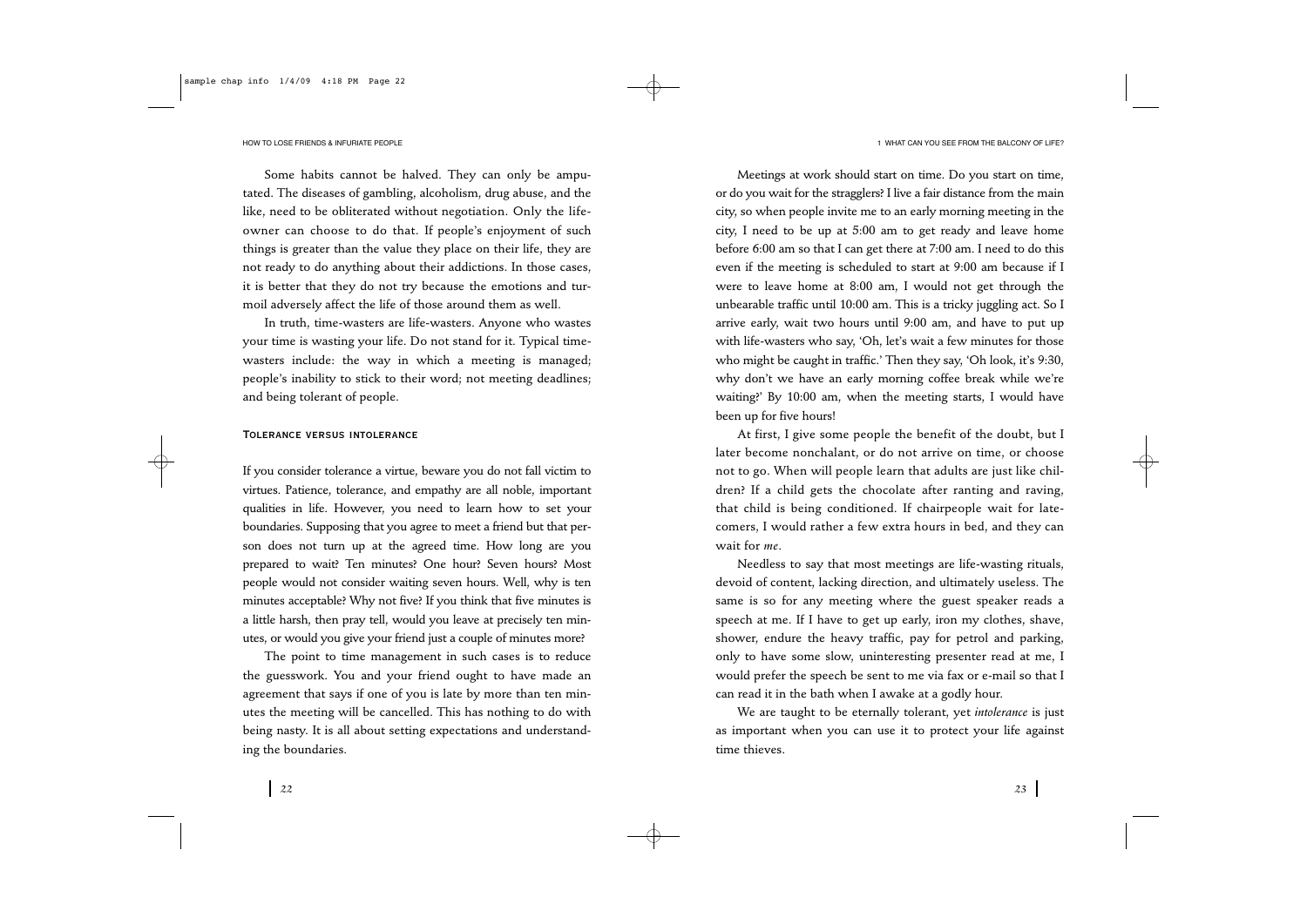Some habits cannot be halved. They can only be amputated. The diseases of gambling, alcoholism, drug abuse, and the like, need to be obliterated without negotiation. Only the life-owner can choose to do that. If people's enjoyment of such things is greater than the value they place on their life, they are not ready to do anything about their addictions. In those cases, it is better that they do not try because the emotions and turmoil adversely affect the life of those around them as well.

In truth, time-wasters are life-wasters. Anyone who wastes your time is wasting your life. Do not stand for it. Typical time-wasters include: the way in which a meeting is managed; people's inability to stick to their word; not meeting deadlines; and being tolerant of people.

### Tolerance versus intolerance

If you consider tolerance a virtue, beware you do not fall victim to virtues. Patience, tolerance, and empathy are all noble, important qualities in life. However, you need to learn how to set your boundaries. Supposing that you agree to meet a friend but that person does not turn up at the agreed time. How long are you prepared to wait? Ten minutes? One hour? Seven hours? Most people would not consider waiting seven hours. Well, why is ten minutes acceptable? Why not five? If you think that five minutes is a little harsh, then pray tell, would you leave at precisely ten minutes, or would you give your friend just a couple of minutes more?

The point to time management in such cases is to reduce the guesswork. You and your friend ought to have made an agreement that says if one of you is late by more than ten minutes the meeting will be cancelled. This has nothing to do with being nasty. It is all about setting expectations and understanding the boundaries.

Meetings at work should start on time. Do you start on time, or do you wait for the stragglers? I live a fair distance from the main city, so when people invite me to an early morning meeting in the city, I need to be up at 5:00 am to get ready and leave home before 6:00 am so that I can get there at 7:00 am. I need to do this even if the meeting is scheduled to start at 9:00 am because if I were to leave home at 8:00 am, I would not get through the unbearable traffic until 10:00 am. This is a tricky juggling act. So I arrive early, wait two hours until 9:00 am, and have to put up with life-wasters who say, 'Oh, let's wait a few minutes for those who might be caught in traffic.' Then they say, 'Oh look, it's 9:30, why don't we have an early morning coffee break while we're waiting?' By 10:00 am, when the meeting starts, I would have been up for five hours!

At first, I give some people the benefit of the doubt, but I later become nonchalant, or do not arrive on time, or choose not to go. When will people learn that adults are just like children? If a child gets the chocolate after ranting and raving, that child is being conditioned. If chairpeople wait for latecomers, I would rather a few extra hours in bed, and they can wait for *me*.

Needless to say that most meetings are life-wasting rituals, devoid of content, lacking direction, and ultimately useless. The same is so for any meeting where the guest speaker reads a speech at me. If I have to get up early, iron my clothes, shave, shower, endure the heavy traffic, pay for petrol and parking, only to have some slow, uninteresting presenter read at me, I would prefer the speech be sent to me via fax or e-mail so that I can read it in the bath when I awake at a godly hour.

We are taught to be eternally tolerant, yet *intolerance* is just as important when you can use it to protect your life against time thieves.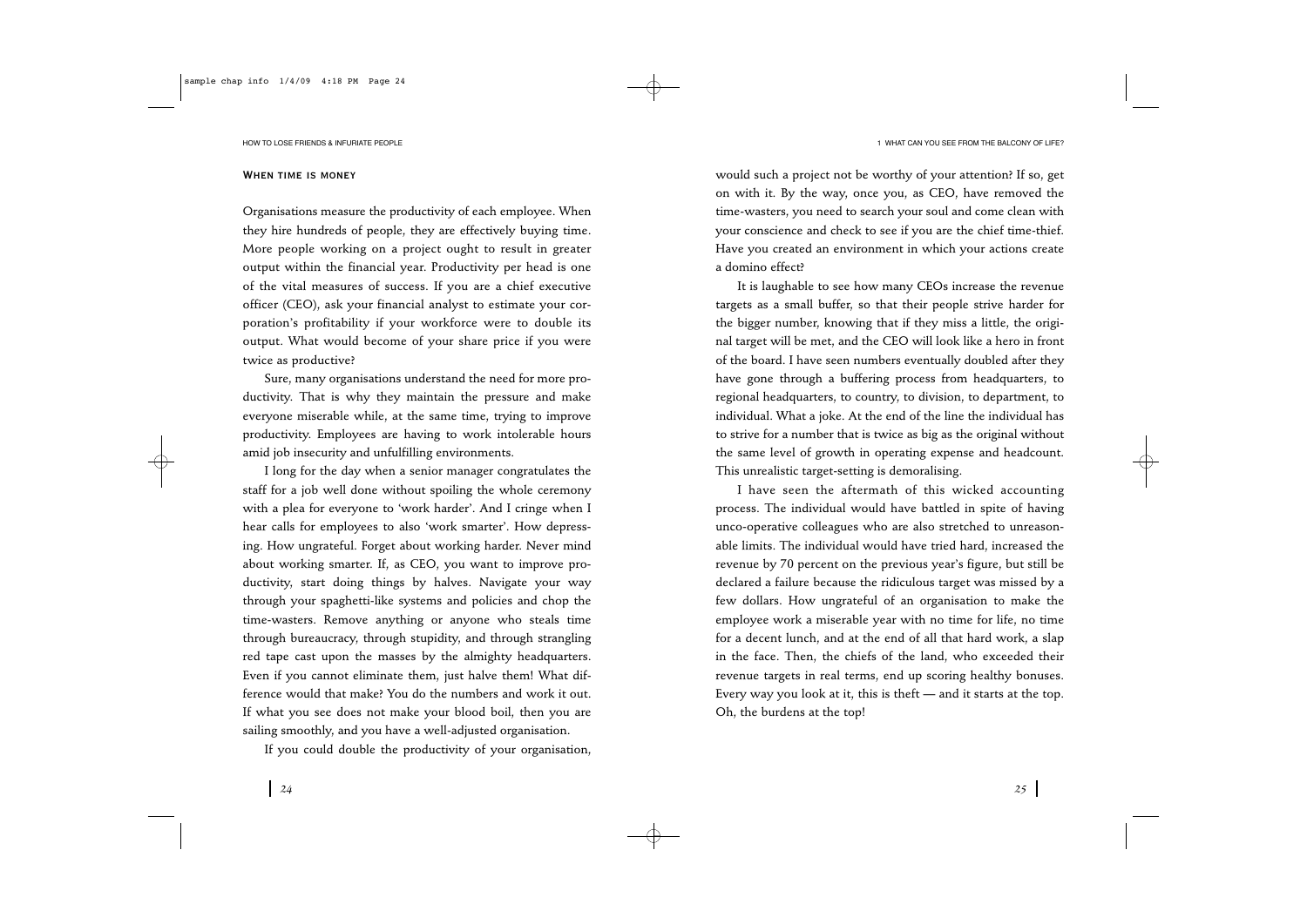## When time is money

Organisations measure the productivity of each employee. When they hire hundreds of people, they are effectively buying time. More people working on a project ought to result in greater output within the financial year. Productivity per head is one of the vital measures of success. If you are a chief executive officer (CEO), ask your financial analyst to estimate your corporation's profitability if your workforce were to double its output. What would become of your share price if you were twice as productive?

Sure, many organisations understand the need for more productivity. That is why they maintain the pressure and make everyone miserable while, at the same time, trying to improve productivity. Employees are having to work intolerable hours amid job insecurity and unfulfilling environments.

I long for the day when a senior manager congratulates the staff for a job well done without spoiling the whole ceremony with a plea for everyone to 'work harder'. And I cringe when I hear calls for employees to also 'work smarter'. How depressing. How ungrateful. Forget about working harder. Never mind about working smarter. If, as CEO, you want to improve productivity, start doing things by halves. Navigate your way through your spaghetti-like systems and policies and chop the time-wasters. Remove anything or anyone who steals time through bureaucracy, through stupidity, and through strangling red tape cast upon the masses by the almighty headquarters. Even if you cannot eliminate them, just halve them! What difference would that make? You do the numbers and work it out. If what you see does not make your blood boil, then you are sailing smoothly, and you have a well-adjusted organisation.

If you could double the productivity of your organisation, would such a project not be worthy of your attention? If so, get on with it. By the way, once you, as CEO, have removed the time-wasters, you need to search your soul and come clean with your conscience and check to see if you are the chief time-thief. Have you created an environment in which your actions create a domino effect?

It is laughable to see how many CEOs increase the revenue targets as a small buffer, so that their people strive harder for the bigger number, knowing that if they miss a little, the original target will be met, and the CEO will look like a hero in front of the board. I have seen numbers eventually doubled after they have gone through a buffering process from headquarters, to regional headquarters, to country, to division, to department, to individual. What a joke. At the end of the line the individual has to strive for a number that is twice as big as the original without the same level of growth in operating expense and headcount. This unrealistic target-setting is demoralising.

I have seen the aftermath of this wicked accounting process. The individual would have battled in spite of having unco-operative colleagues who are also stretched to unreasonable limits. The individual would have tried hard, increased the revenue by 70 percent on the previous year's figure, but still be declared a failure because the ridiculous target was missed by a few dollars. How ungrateful of an organisation to make the employee work a miserable year with no time for life, no time for a decent lunch, and at the end of all that hard work, a slap in the face. Then, the chiefs of the land, who exceeded their revenue targets in real terms, end up scoring healthy bonuses. Every way you look at it, this is theft — and it starts at the top. Oh, the burdens at the top!